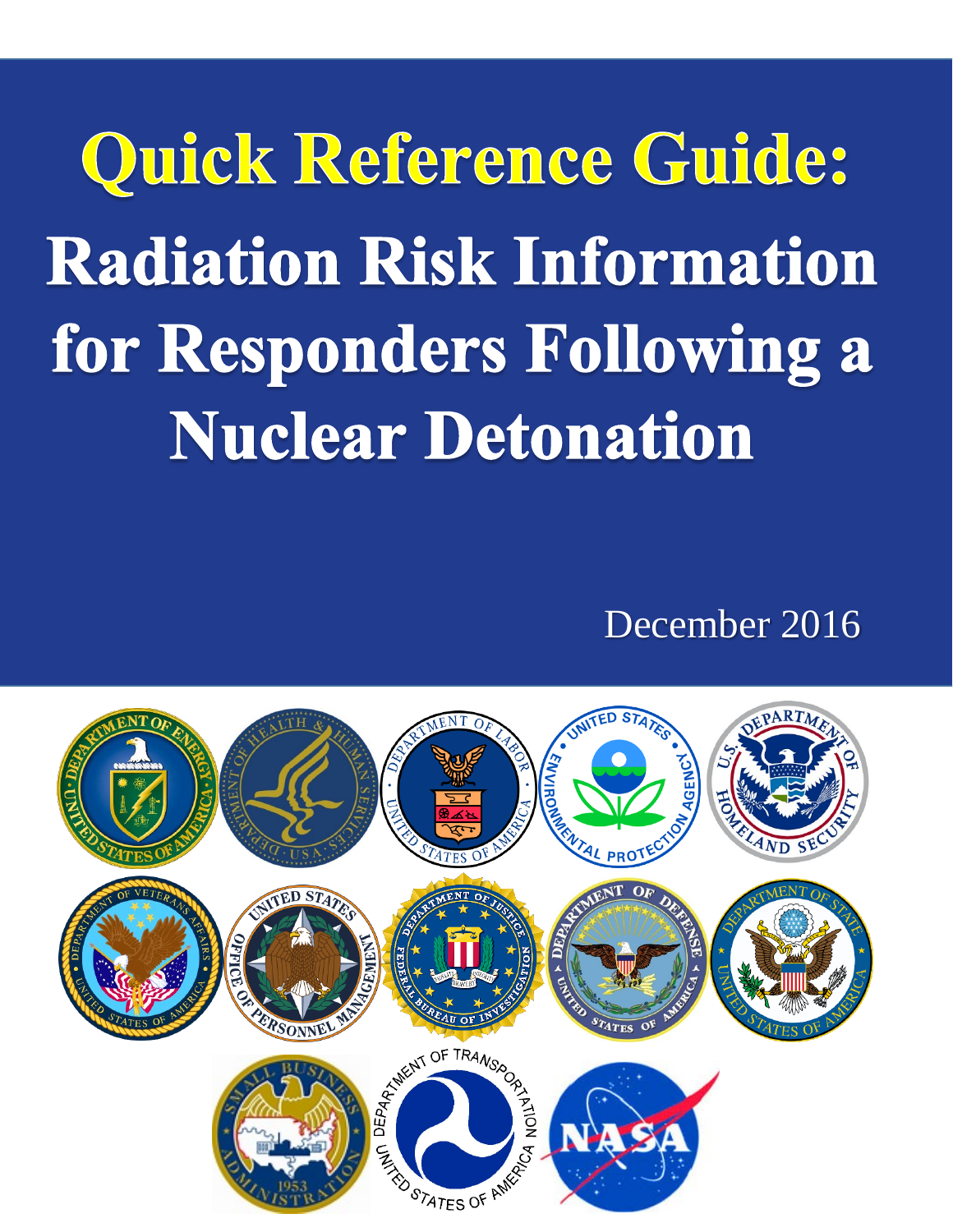# Quick Reference Guide:

# Radiation Risk Information for Responders Following a Nuclear Detonation

December 2016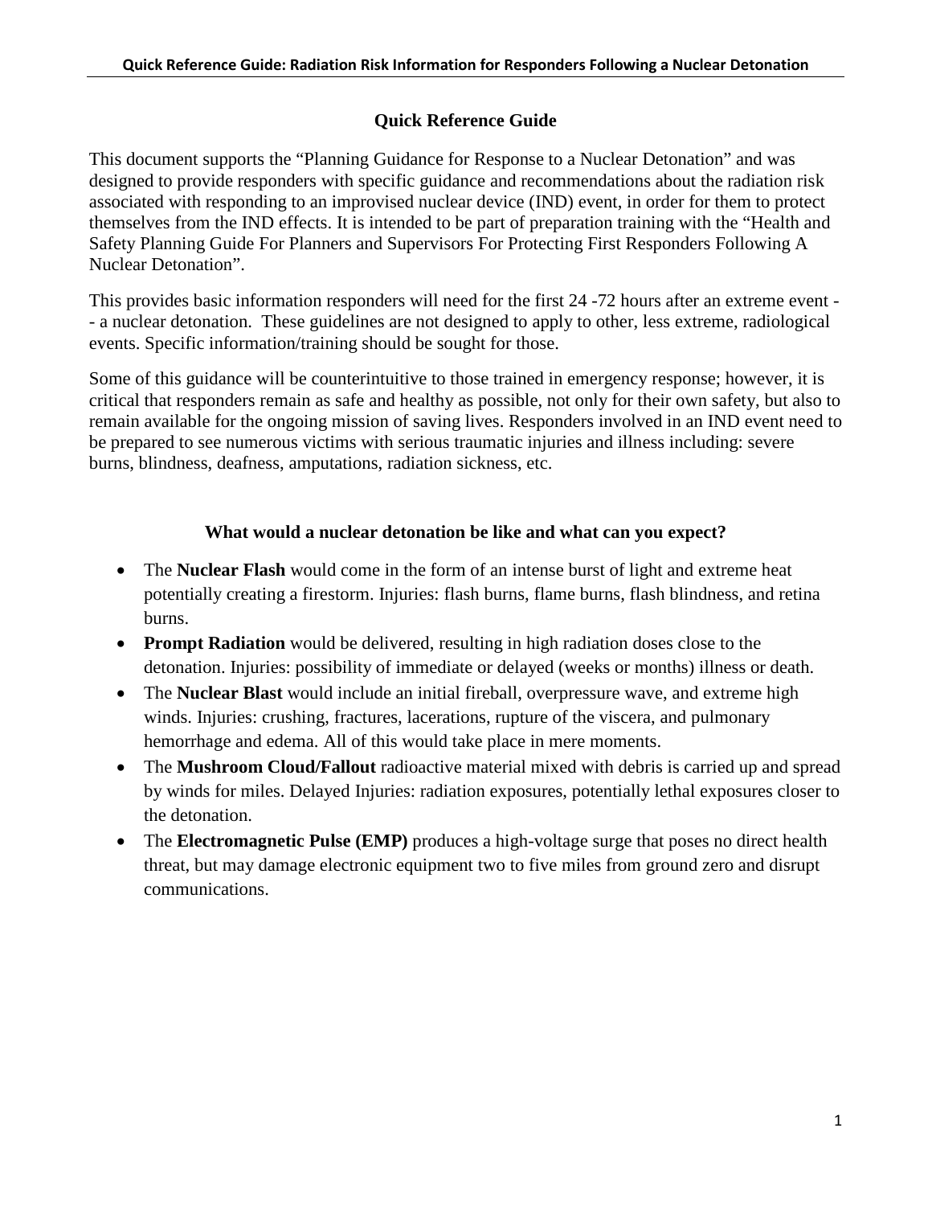## Quick Reference Guide

This document supports the "Planning Guidance for Response to a Nuclear Detonation" and was designed to provide responders with specific guidance and recommendations about the radiation risk associated with responding to an improvised nuclear device (IND) event, in order for them to protect themselves from the IND effects. It is intended to be part of preparation training with the "Health and Safety Planning Guide For Planners and Supervisors For Protecting First Responders Following A Nuclear Detonation".

This provides basic information responders will need for the first 24 -72 hours after an extreme event -- a nuclear detonation. These guidelines are not designed to apply to other, less extreme, radiological events. Specific information/training should be sought for those.

Some of this guidance will be counterintuitive to those trained in emergency response; however, it is critical that responders remain as safe and healthy as possible, not only for their own safety, but also to remain available for the ongoing mission of saving lives. Responders involved in an IND event need to be prepared to see numerous victims with serious traumatic injuries and illness including: severe burns, blindness, deafness, amputations, radiation sickness, etc.

### What would a nuclear detonation be like and what can you expect?

- The **Nuclear Flash** would come in the form of an intense burst of light and extreme heat potentially creating a firestorm. Injuries: flash burns, flame burns, flash blindness, and retina burns.
- **Prompt Radiation** would be delivered, resulting in high radiation doses close to the detonation. Injuries: possibility of immediate or delayed (weeks or months) illness or death.
- The **Nuclear Blast** would include an initial fireball, overpressure wave, and extreme high winds. Injuries: crushing, fractures, lacerations, rupture of the viscera, and pulmonary hemorrhage and edema. All of this would take place in mere moments.
- The **Mushroom Cloud/Fallout** radioactive material mixed with debris is carried up and spread by winds for miles. Delayed Injuries: radiation exposures, potentially lethal exposures closer to the detonation.
- The **Electromagnetic Pulse (EMP)** produces a high-voltage surge that poses no direct health threat, but may damage electronic equipment two to five miles from ground zero and disrupt communications.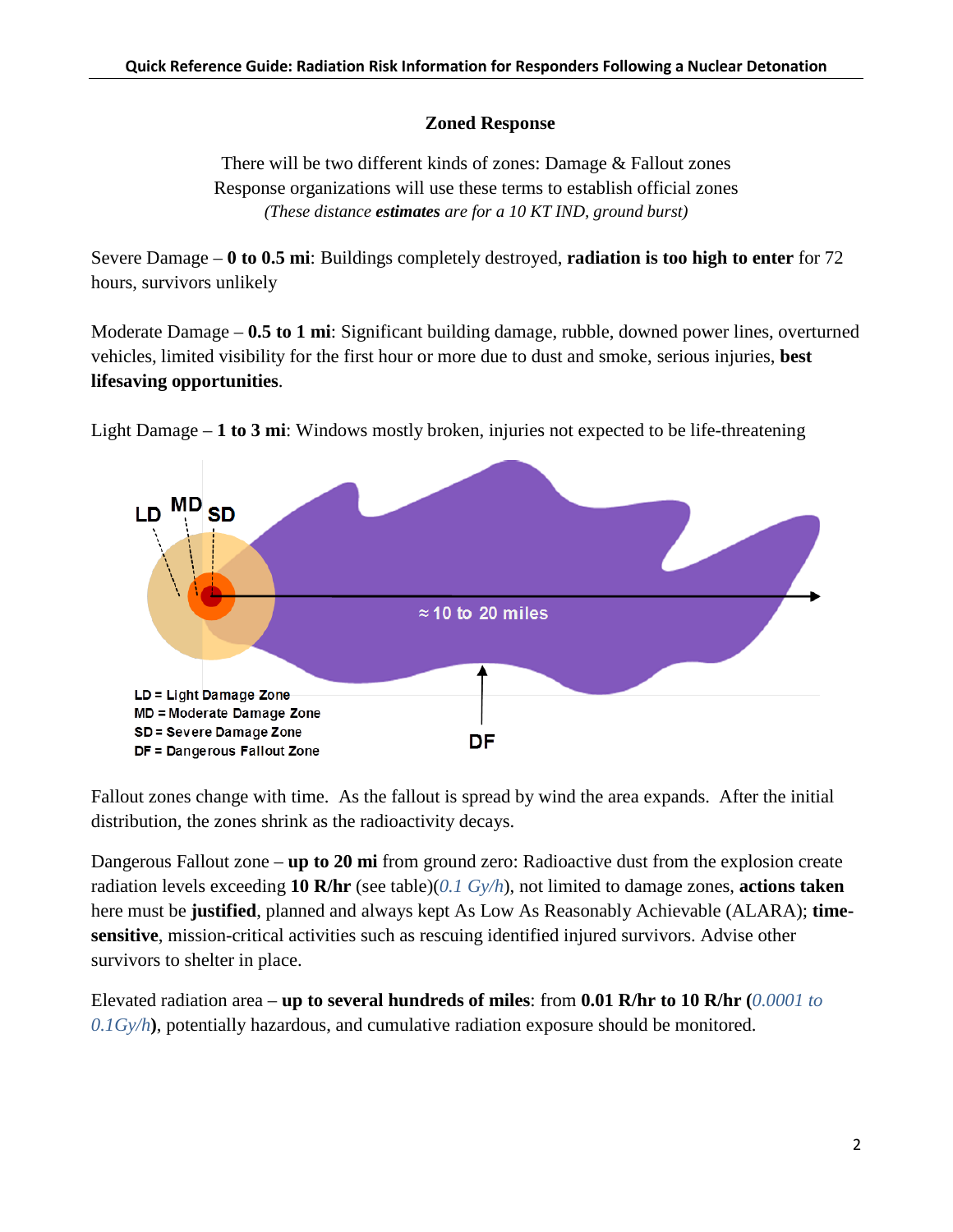## Zoned Response

There will be two different kinds of zones: Damage & Fallout zones
Response organizations will use these terms to establish official zones
*(These distance **estimates** are for a 10 KT IND, ground burst)*

Severe Damage – **0 to 0.5 mi**: Buildings completely destroyed, **radiation is too high to enter** for 72 hours, survivors unlikely

Moderate Damage – **0.5 to 1 mi**: Significant building damage, rubble, downed power lines, overturned vehicles, limited visibility for the first hour or more due to dust and smoke, serious injuries, **best lifesaving opportunities**.

Light Damage – **1 to 3 mi**: Windows mostly broken, injuries not expected to be life-threatening

LD MD SD

≈ 10 to 20 miles

LD = Light Damage Zone
MD = Moderate Damage Zone
SD = Severe Damage Zone
DF = Dangerous Fallout Zone

DF

Fallout zones change with time. As the fallout is spread by wind the area expands. After the initial distribution, the zones shrink as the radioactivity decays.

Dangerous Fallout zone – **up to 20 mi** from ground zero: Radioactive dust from the explosion create radiation levels exceeding **10 R/hr** (see table)(*0.1 Gy/h*), not limited to damage zones, **actions taken** here must be **justified**, planned and always kept As Low As Reasonably Achievable (ALARA); **time-sensitive**, mission-critical activities such as rescuing identified injured survivors. Advise other survivors to shelter in place.

Elevated radiation area – **up to several hundreds of miles**: from **0.01 R/hr to 10 R/hr (***0.0001 to 0.1Gy/h***)**, potentially hazardous, and cumulative radiation exposure should be monitored.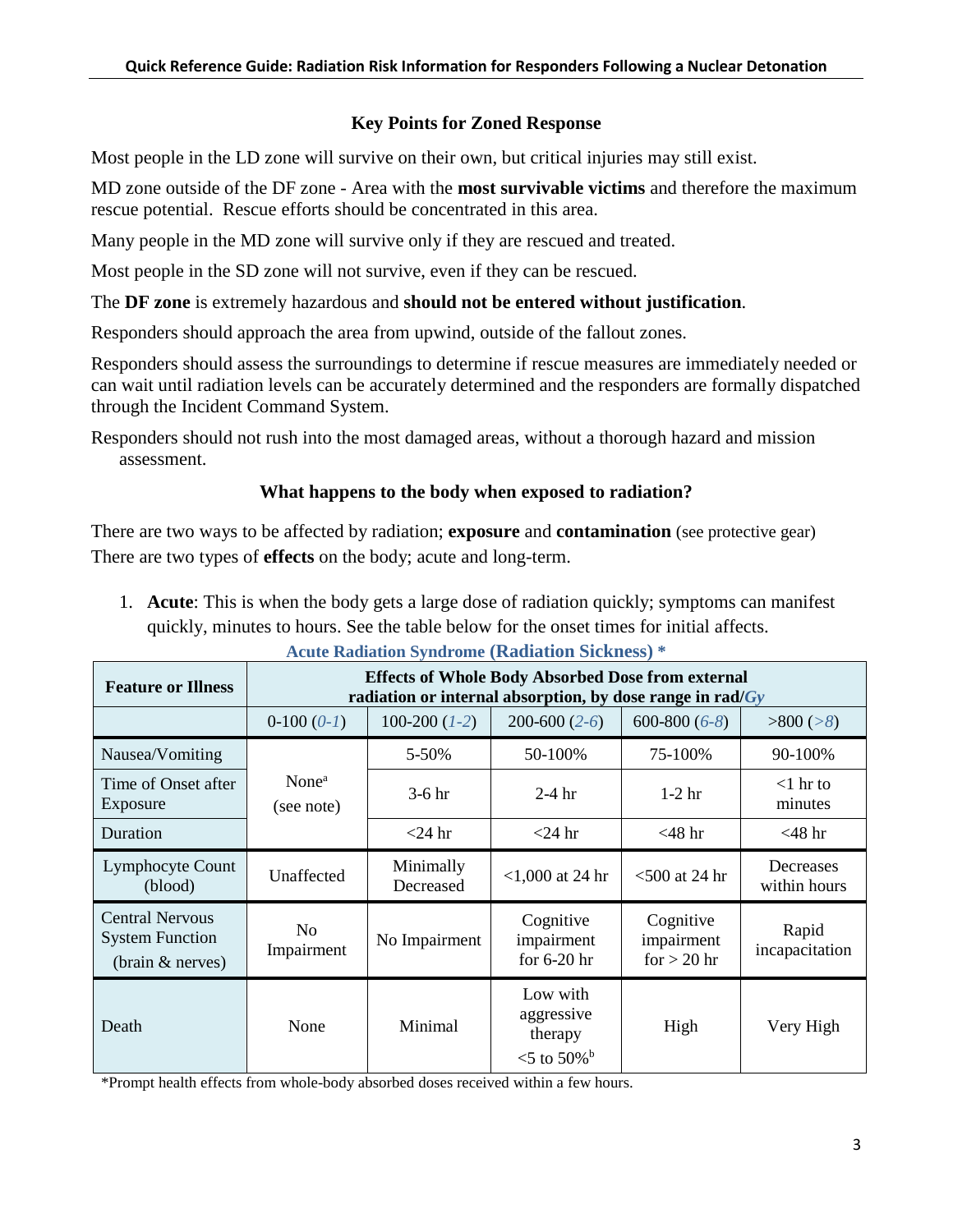### Key Points for Zoned Response

Most people in the LD zone will survive on their own, but critical injuries may still exist.

MD zone outside of the DF zone - Area with the **most survivable victims** and therefore the maximum rescue potential. Rescue efforts should be concentrated in this area.

Many people in the MD zone will survive only if they are rescued and treated.

Most people in the SD zone will not survive, even if they can be rescued.

The **DF zone** is extremely hazardous and **should not be entered without justification**.

Responders should approach the area from upwind, outside of the fallout zones.

Responders should assess the surroundings to determine if rescue measures are immediately needed or can wait until radiation levels can be accurately determined and the responders are formally dispatched through the Incident Command System.

Responders should not rush into the most damaged areas, without a thorough hazard and mission assessment.

### What happens to the body when exposed to radiation?

There are two ways to be affected by radiation; **exposure** and **contamination** (see protective gear)
There are two types of **effects** on the body; acute and long-term.

1. **Acute**: This is when the body gets a large dose of radiation quickly; symptoms can manifest quickly, minutes to hours. See the table below for the onset times for initial affects.

**Acute Radiation Syndrome (Radiation Sickness) \***

| Feature or Illness | Effects of Whole Body Absorbed Dose from external radiation or internal absorption, by dose range in rad/*Gy* | | | | |
|---|---|---|---|---|---|
| | 0-100 (*0-1*) | 100-200 (*1-2*) | 200-600 (*2-6*) | 600-800 (*6-8*) | >800 (*>8*) |
| Nausea/Vomiting | None[a] (see note) | 5-50% | 50-100% | 75-100% | 90-100% |
| Time of Onset after Exposure | | 3-6 hr | 2-4 hr | 1-2 hr | <1 hr to minutes |
| Duration | | <24 hr | <24 hr | <48 hr | <48 hr |
| Lymphocyte Count (blood) | Unaffected | Minimally Decreased | <1,000 at 24 hr | <500 at 24 hr | Decreases within hours |
| Central Nervous System Function (brain & nerves) | No Impairment | No Impairment | Cognitive impairment for 6-20 hr | Cognitive impairment for > 20 hr | Rapid incapacitation |
| Death | None | Minimal | Low with aggressive therapy <5 to 50%[b] | High | Very High |

\*Prompt health effects from whole-body absorbed doses received within a few hours.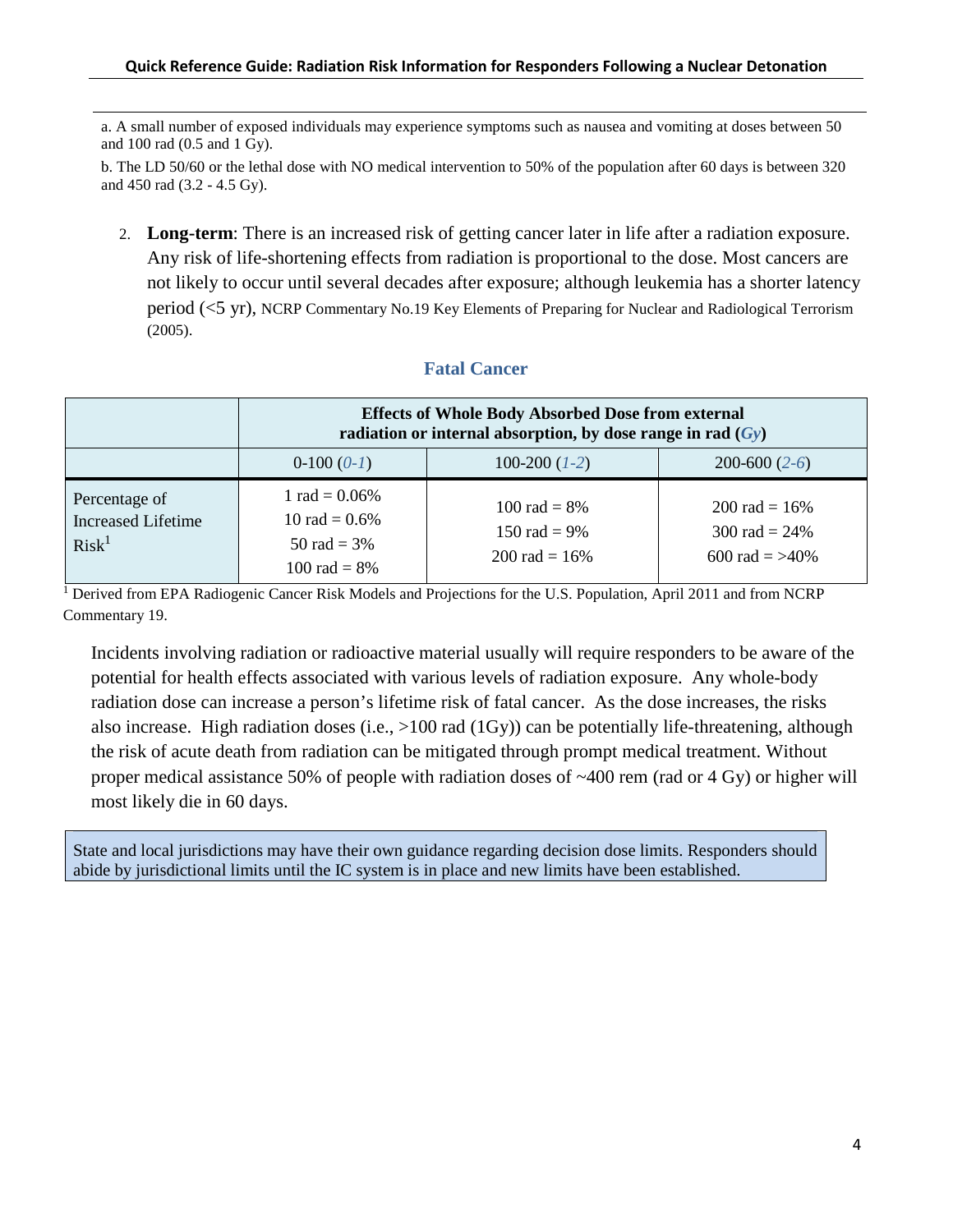a. A small number of exposed individuals may experience symptoms such as nausea and vomiting at doses between 50 and 100 rad (0.5 and 1 Gy).

b. The LD 50/60 or the lethal dose with NO medical intervention to 50% of the population after 60 days is between 320 and 450 rad (3.2 - 4.5 Gy).

2. **Long-term**: There is an increased risk of getting cancer later in life after a radiation exposure. Any risk of life-shortening effects from radiation is proportional to the dose. Most cancers are not likely to occur until several decades after exposure; although leukemia has a shorter latency period (<5 yr), NCRP Commentary No.19 Key Elements of Preparing for Nuclear and Radiological Terrorism (2005).

### Fatal Cancer

| | **Effects of Whole Body Absorbed Dose from external radiation or internal absorption, by dose range in rad (*Gy*)** | | |
|---|---|---|---|
| | 0-100 (*0-1*) | 100-200 (*1-2*) | 200-600 (*2-6*) |
| Percentage of Increased Lifetime Risk[1] | 1 rad = 0.06%<br>10 rad = 0.6%<br>50 rad = 3%<br>100 rad = 8% | 100 rad = 8%<br>150 rad = 9%<br>200 rad = 16% | 200 rad = 16%<br>300 rad = 24%<br>600 rad = >40% |

[1] Derived from EPA Radiogenic Cancer Risk Models and Projections for the U.S. Population, April 2011 and from NCRP Commentary 19.

Incidents involving radiation or radioactive material usually will require responders to be aware of the potential for health effects associated with various levels of radiation exposure. Any whole-body radiation dose can increase a person's lifetime risk of fatal cancer. As the dose increases, the risks also increase. High radiation doses (i.e., >100 rad (1Gy)) can be potentially life-threatening, although the risk of acute death from radiation can be mitigated through prompt medical treatment. Without proper medical assistance 50% of people with radiation doses of ~400 rem (rad or 4 Gy) or higher will most likely die in 60 days.

State and local jurisdictions may have their own guidance regarding decision dose limits. Responders should abide by jurisdictional limits until the IC system is in place and new limits have been established.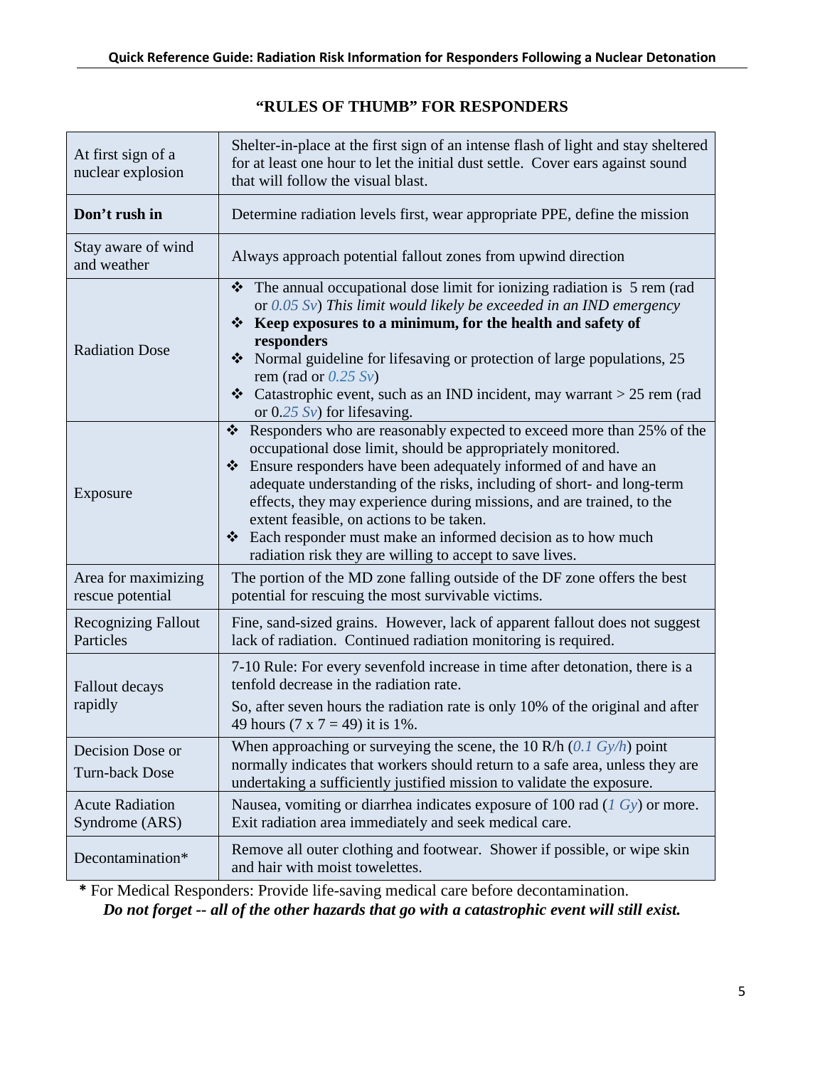## "RULES OF THUMB" FOR RESPONDERS

| | |
|---|---|
| At first sign of a nuclear explosion | Shelter-in-place at the first sign of an intense flash of light and stay sheltered for at least one hour to let the initial dust settle. Cover ears against sound that will follow the visual blast. |
| **Don't rush in** | Determine radiation levels first, wear appropriate PPE, define the mission |
| Stay aware of wind and weather | Always approach potential fallout zones from upwind direction |
| Radiation Dose | ❖ The annual occupational dose limit for ionizing radiation is 5 rem (rad or *0.05 Sv*) *This limit would likely be exceeded in an IND emergency*<br>❖ **Keep exposures to a minimum, for the health and safety of responders**<br>❖ Normal guideline for lifesaving or protection of large populations, 25 rem (rad or *0.25 Sv*)<br>❖ Catastrophic event, such as an IND incident, may warrant > 25 rem (rad or 0.*25 Sv*) for lifesaving. |
| Exposure | ❖ Responders who are reasonably expected to exceed more than 25% of the occupational dose limit, should be appropriately monitored.<br>❖ Ensure responders have been adequately informed of and have an adequate understanding of the risks, including of short- and long-term effects, they may experience during missions, and are trained, to the extent feasible, on actions to be taken.<br>❖ Each responder must make an informed decision as to how much radiation risk they are willing to accept to save lives. |
| Area for maximizing rescue potential | The portion of the MD zone falling outside of the DF zone offers the best potential for rescuing the most survivable victims. |
| Recognizing Fallout Particles | Fine, sand-sized grains. However, lack of apparent fallout does not suggest lack of radiation. Continued radiation monitoring is required. |
| Fallout decays rapidly | 7-10 Rule: For every sevenfold increase in time after detonation, there is a tenfold decrease in the radiation rate.<br>So, after seven hours the radiation rate is only 10% of the original and after 49 hours (7 x 7 = 49) it is 1%. |
| Decision Dose or Turn-back Dose | When approaching or surveying the scene, the 10 R/h (*0.1 Gy/h*) point normally indicates that workers should return to a safe area, unless they are undertaking a sufficiently justified mission to validate the exposure. |
| Acute Radiation Syndrome (ARS) | Nausea, vomiting or diarrhea indicates exposure of 100 rad (*1 Gy*) or more. Exit radiation area immediately and seek medical care. |
| Decontamination* | Remove all outer clothing and footwear. Shower if possible, or wipe skin and hair with moist towelettes. |

**\*** For Medical Responders: Provide life-saving medical care before decontamination.

***Do not forget -- all of the other hazards that go with a catastrophic event will still exist.***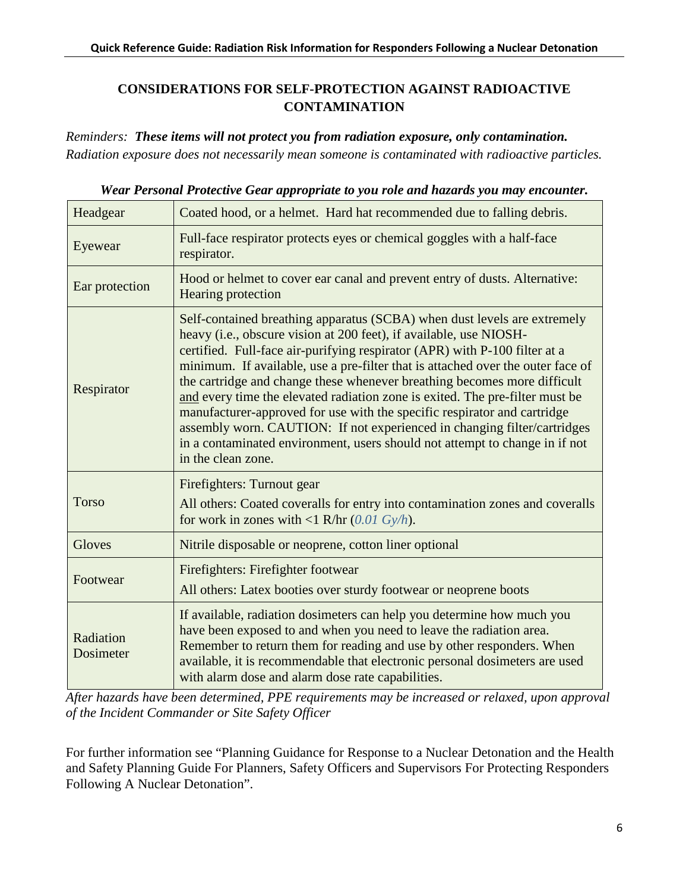## CONSIDERATIONS FOR SELF-PROTECTION AGAINST RADIOACTIVE CONTAMINATION

*Reminders:* ***These items will not protect you from radiation exposure, only contamination.***
*Radiation exposure does not necessarily mean someone is contaminated with radioactive particles.*

***Wear Personal Protective Gear appropriate to you role and hazards you may encounter.***

| | |
|---|---|
| Headgear | Coated hood, or a helmet. Hard hat recommended due to falling debris. |
| Eyewear | Full-face respirator protects eyes or chemical goggles with a half-face respirator. |
| Ear protection | Hood or helmet to cover ear canal and prevent entry of dusts. Alternative: Hearing protection |
| Respirator | Self-contained breathing apparatus (SCBA) when dust levels are extremely heavy (i.e., obscure vision at 200 feet), if available, use NIOSH-certified. Full-face air-purifying respirator (APR) with P-100 filter at a minimum. If available, use a pre-filter that is attached over the outer face of the cartridge and change these whenever breathing becomes more difficult <u>and</u> every time the elevated radiation zone is exited. The pre-filter must be manufacturer-approved for use with the specific respirator and cartridge assembly worn. CAUTION: If not experienced in changing filter/cartridges in a contaminated environment, users should not attempt to change in if not in the clean zone. |
| Torso | Firefighters: Turnout gear<br>All others: Coated coveralls for entry into contamination zones and coveralls for work in zones with <1 R/hr (*0.01 Gy/h*). |
| Gloves | Nitrile disposable or neoprene, cotton liner optional |
| Footwear | Firefighters: Firefighter footwear<br>All others: Latex booties over sturdy footwear or neoprene boots |
| Radiation Dosimeter | If available, radiation dosimeters can help you determine how much you have been exposed to and when you need to leave the radiation area. Remember to return them for reading and use by other responders. When available, it is recommendable that electronic personal dosimeters are used with alarm dose and alarm dose rate capabilities. |

*After hazards have been determined, PPE requirements may be increased or relaxed, upon approval of the Incident Commander or Site Safety Officer*

For further information see "Planning Guidance for Response to a Nuclear Detonation and the Health and Safety Planning Guide For Planners, Safety Officers and Supervisors For Protecting Responders Following A Nuclear Detonation".